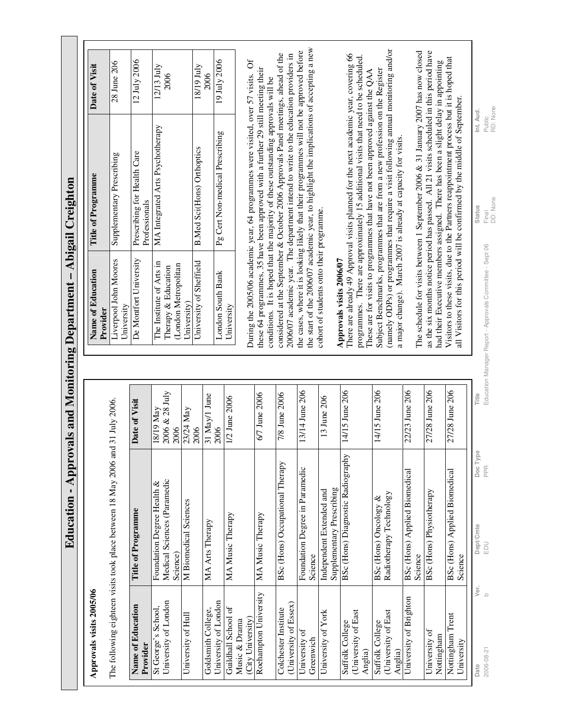# Education - Approvals and Monitoring Department – Abigail Creighton

## Approvals visits 2005/06

The following eighteen visits took place between 18 May 2006 and 31 July 2006.

| Name of Education Provider | Title of Programme | Date of Visit |
|---|---|---|
| St George's School, University of London | Foundation Degree Health & Medical Sciences (Paramedic Science) | 18/19 May 2006 & 28 July 2006 |
| University of Hull | M Biomedical Sciences | 23/24 May 2006 |
| Goldsmith College, University of London | MA Arts Therapy | 31 May/1 June 2006 |
| Guildhall School of Music & Drama (City University) | MA Music Therapy | 1/2 June 2006 |
| Roehampton University | MA Music Therapy | 6/7 June 2006 |
| Colchester Institute (University of Essex) | BSc (Hons) Occupational Therapy | 7/8 June 2006 |
| University of Greenwich | Foundation Degree in Paramedic Science | 13/14 June 206 |
| University of York | Independent Extended and Supplementary Prescribing | 13 June 206 |
| Suffolk College (University of East Anglia) | BSc (Hons) Diagnostic Radiography | 14/15 June 206 |
| Suffolk College (University of East Anglia) | BSc (Hons) Oncology & Radiotherapy Technology | 14/15 June 206 |
| University of Brighton | BSc (Hons) Applied Biomedical Science | 22/23 June 206 |
| University of Nottingham | BSc (Hons) Physiotherapy | 27/28 June 206 |
| Nottingham Trent University | BSc (Hons) Applied Biomedical Science | 27/28 June 206 |
| Liverpool John Moores University | Supplementary Prescribing | 28 June 206 |
| De Montfort University | Prescribing for Health Care Professionals | 12 July 2006 |
| The Institute of Arts in Therapy & Education (London Metropolitan University) | MA Integrated Arts Psychotherapy | 12/13 July 2006 |
| University of Sheffield | B.Med Sci(Hons) Orthoptics | 18/19 July 2006 |
| London South Bank University | Pg Cert Non-medical Prescribing | 19 July 2006 |

During the 2005/06 academic year, 64 programmes were visited, over 57 visits. Of these 64 programmes, 35 have been approved with a further 29 still meeting their conditions. It is hoped that the majority of these outstanding approvals will be considered at the September & October 2006 Approvals Panel meetings, ahead of the 2006/07 academic year. The department intend to write to the education providers in the cases, where it is looking likely that their programmes will not be approved before the start of the 2006/07 academic year, to highlight the implications of accepting a new cohort of students onto their programme.

## Approvals visits 2006/07

There are already 49 Approval visits planned for the next academic year, covering 66 programmes. There are approximately 15 additional visits that need to be scheduled. These are for visits to programmes that have not been approved against the QAA Subject Benchmarks, programmes that are from a new profession on the Register (namely ODPs) or programmes that require a visit following annual monitoring and/or a major change). March 2007 is already at capacity for visits.

The schedule for visits between 1 September 2006 & 31 January 2007 has now closed as the six months notice period has passed. All 21 visits scheduled in this period have had their Executive members assigned. There has been a slight delay in appointing Visitors to these visits, due to the Partners reappointment process but it is hoped that all Visitors for this period will be confirmed by the middle of September.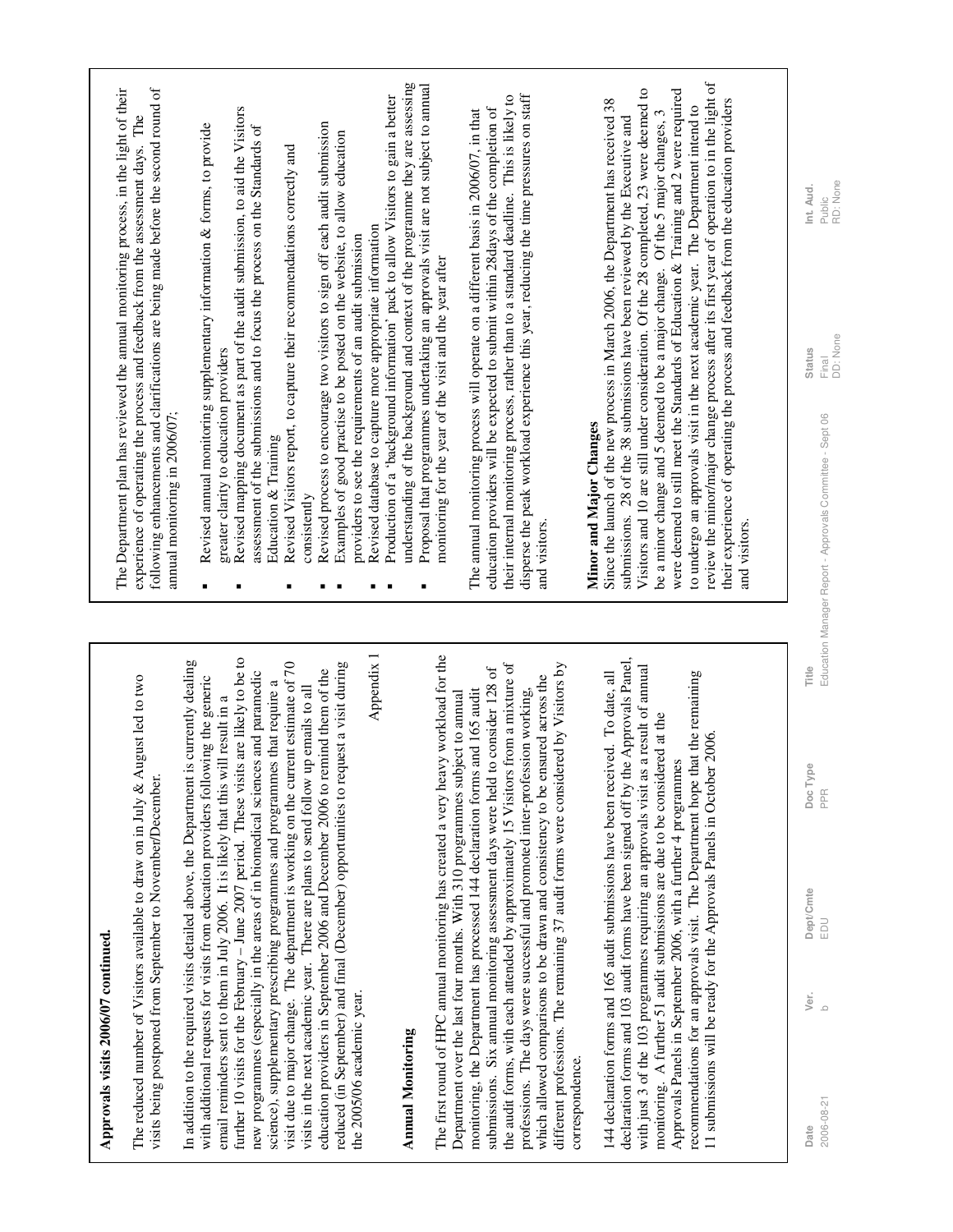**Approvals visits 2006/07 continued.**

The reduced number of Visitors available to draw on in July & August led to two visits being postponed from September to November/December.

In addition to the required visits detailed above, the Department is currently dealing with additional requests for visits from education providers following the generic email reminders sent to them in July 2006. It is likely that this will result in a further 10 visits for the February – June 2007 period. These visits are likely to be to new programmes (especially in the areas of in biomedical sciences and paramedic science), supplementary prescribing programmes and programmes that require a visit due to major change. The department is working on the current estimate of 70 visits in the next academic year. There are plans to send follow up emails to all education providers in September 2006 and December 2006 to remind them of the reduced (in September) and final (December) opportunities to request a visit during the 2005/06 academic year.

Appendix 1

## Annual Monitoring

The first round of HPC annual monitoring has created a very heavy workload for the Department over the last four months. With 310 programmes subject to annual monitoring, the Department has processed 144 declaration forms and 165 audit submissions. Six annual monitoring assessment days were held to consider 128 of the audit forms, with each attended by approximately 15 Visitors from a mixture of professions. The days were successful and promoted inter-profession working, which allowed comparisons to be drawn and consistency to be ensured across the different professions. The remaining 37 audit forms were considered by Visitors by correspondence.

144 declaration forms and 165 audit submissions have been received. To date, all declaration forms and 103 audit forms have been signed off by the Approvals Panel, with just 3 of the 103 programmes requiring an approvals visit as a result of annual monitoring. A further 51 audit submissions are due to be considered at the Approvals Panels in September 2006, with a further 4 programmes recommendations for an approvals visit. The Department hope that the remaining 11 submissions will be ready for the Approvals Panels in October 2006.

The Department plan has reviewed the annual monitoring process, in the light of their experience of operating the process and feedback from the assessment days. The following enhancements and clarifications are being made before the second round of annual monitoring in 2006/07;

- Revised annual monitoring supplementary information & forms, to provide greater clarity to education providers
- Revised mapping document as part of the audit submission, to aid the Visitors assessment of the submissions and to focus the process on the Standards of Education & Training
- Revised Visitors report, to capture their recommendations correctly and consistently
- Revised process to encourage two visitors to sign off each audit submission
- Examples of good practise to be posted on the website, to allow education providers to see the requirements of an audit submission
- Revised database to capture more appropriate information
- Production of a 'background information' pack to allow Visitors to gain a better understanding of the background and context of the programme they are assessing
- Proposal that programmes undertaking an approvals visit are not subject to annual monitoring for the year of the visit and the year after

The annual monitoring process will operate on a different basis in 2006/07, in that education providers will be expected to submit within 28days of the completion of their internal monitoring process, rather than to a standard deadline. This is likely to disperse the peak workload experience this year, reducing the time pressures on staff and visitors.

**Minor and Major Changes**

Since the launch of the new process in March 2006, the Department has received 38 submissions. 28 of the 38 submissions have been reviewed by the Executive and Visitors and 10 are still under consideration. Of the 28 completed, 23 were deemed to be a minor change and 5 deemed to be a major change. Of the 5 major changes, 3 were deemed to still meet the Standards of Education & Training and 2 were required to undergo an approvals visit in the next academic year. The Department intend to review the minor/major change process after its first year of operation to in the light of their experience of operating the process and feedback from the education providers and visitors.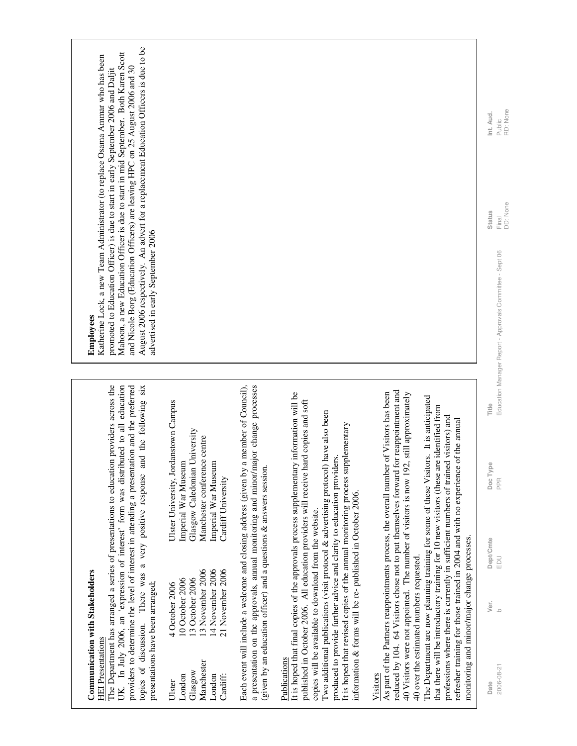## Communication with Stakeholders

HEI Presentations

The Department has arranged a series of presentations to education providers across the UK. In July 2006, an 'expression of interest' form was distributed to all education providers to determine the level of interest in attending a presentation and the preferred topics of discussion. There was a very positive response and the following six presentations have been arranged;

| | | |
|---|---|---|
| Ulster | 4 October 2006 | Ulster University, Jordanstown Campus |
| London | 10 October 2006 | Imperial War Museum |
| Glasgow | 13 October 2006 | Glasgow Caledonian University |
| Manchester | 13 November 2006 | Manchester conference centre |
| London | 14 November 2006 | Imperial War Museum |
| Cardiff: | 21 November 2006 | Cardiff University |

Each event will include a welcome and closing address (given by a member of Council), a presentation on the approvals, annual monitoring and minor/major change processes (given by an education officer) and a questions & answers session.

Publications

It is hoped that final copies of the approvals process supplementary information will be published in October 2006. All education providers will receive hard copies and soft copies will be available to download from the website.

Two additional publications (visit protocol & advertising protocol) have also been produced to provide further advice and clarity to education providers.

It is hoped that revised copies of the annual monitoring process supplementary information & forms will be re- published in October 2006.

Visitors

As part of the Partners reappointments process, the overall number of Visitors has been reduced by 104. 64 Visitors chose not to put themselves forward for reappointment and 40 Visitors were not appointed. The number of visitors is now 192, still approximately 40 over the estimated numbers requested.

The Department are now planning training for some of these Visitors. It is anticipated that there will be introductory training for 10 new visitors (these are identified from professions where there is currently in sufficient numbers of trained visitors) and refresher training for those trained in 2004 and with no experience of the annual monitoring and minor/major change processes.

**Employees**

Katherine Lock, a new Team Administrator (to replace Osama Ammar who has been promoted to Education Officer) is due to start in early September 2006 and Daljit Mahoon, a new Education Officer is due to start in mid September. Both Karen Scott and Nicole Borg (Education Officers) are leaving HPC on 25 August 2006 and 30 August 2006 respectively. An advert for a replacement Education Officers is due to be advertised in early September 2006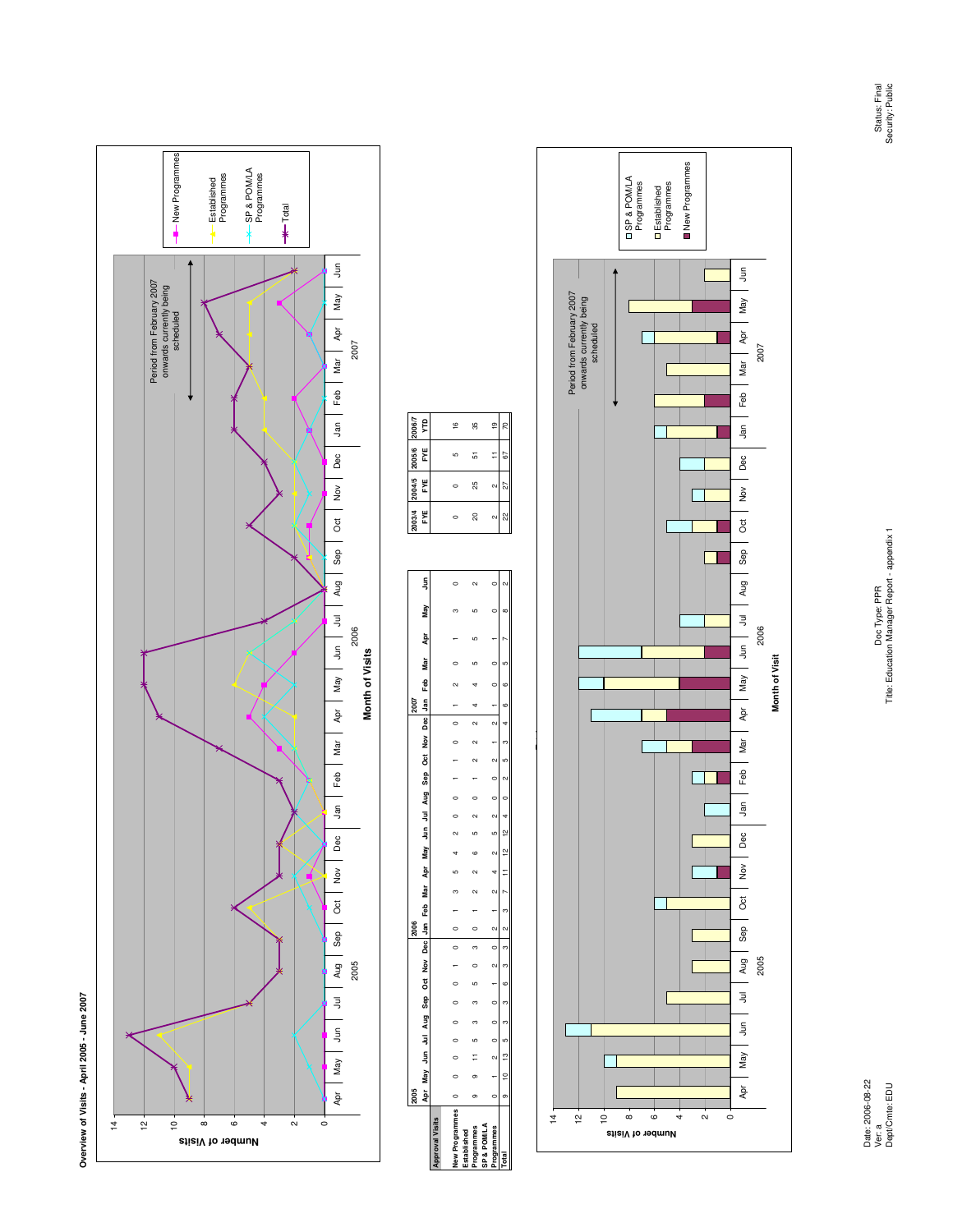**Overview of Visits - April 2005 - June 2007**

Chart: Number of Visits by Month of Visits (Apr 2005 – Jun 2007)

Legend: New Programmes; Established Programmes; SP & POM/LA Programmes; Total

Period from February 2007 onwards currently being scheduled

| Approval Visits | 2005 Apr | May | Jun | Jul | Aug | Sep | Oct | Nov | Dec | 2006 Jan | Feb | Mar | Apr | May | Jun | Jul | Aug | Sep | Oct | Nov | Dec | 2007 Jan | Feb | Mar | Apr | May | Jun |
|---|---|---|---|---|---|---|---|---|---|---|---|---|---|---|---|---|---|---|---|---|---|---|---|---|---|---|---|
| New Programmes | 0 | 0 | 0 | 0 | 0 | 0 | 0 | 1 | 0 | 0 | 1 | 3 | 5 | 4 | 2 | 0 | 0 | 1 | 1 | 0 | 0 | 1 | 2 | 0 | 1 | 3 | 0 |
| Established Programmes | 9 | 9 | 11 | 5 | 3 | 3 | 5 | 0 | 3 | 0 | 1 | 2 | 2 | 6 | 5 | 2 | 0 | 1 | 2 | 2 | 2 | 4 | 4 | 5 | 5 | 5 | 2 |
| SP & POM/LA Programmes | 0 | 1 | 2 | 0 | 0 | 0 | 1 | 2 | 0 | 2 | 1 | 2 | 2 | 2 | 5 | 2 | 0 | 0 | 2 | 1 | 2 | 1 | 0 | 0 | 1 | 0 | 0 |
| Total | 9 | 10 | 13 | 5 | 3 | 3 | 6 | 3 | 3 | 2 | 3 | 7 | 11 | 12 | 12 | 4 | 0 | 2 | 5 | 3 | 4 | 6 | 6 | 5 | 7 | 8 | 2 |

| | 2003/4 FYE | 2004/5 FYE | 2005/6 FYE | 2006/7 YTD |
|---|---|---|---|---|
| New Programmes | 0 | 0 | 5 | 16 |
| Established Programmes | 20 | 25 | 51 | 35 |
| SP & POM/LA Programmes | 2 | 2 | 11 | 19 |
| Total | 22 | 27 | 67 | 70 |

Chart: Number of Visits by Month of Visit (Apr 2005 – Jun 2007)

Legend: SP & POM/LA Programmes; Established Programmes; New Programmes

Period from February 2007 onwards currently being scheduled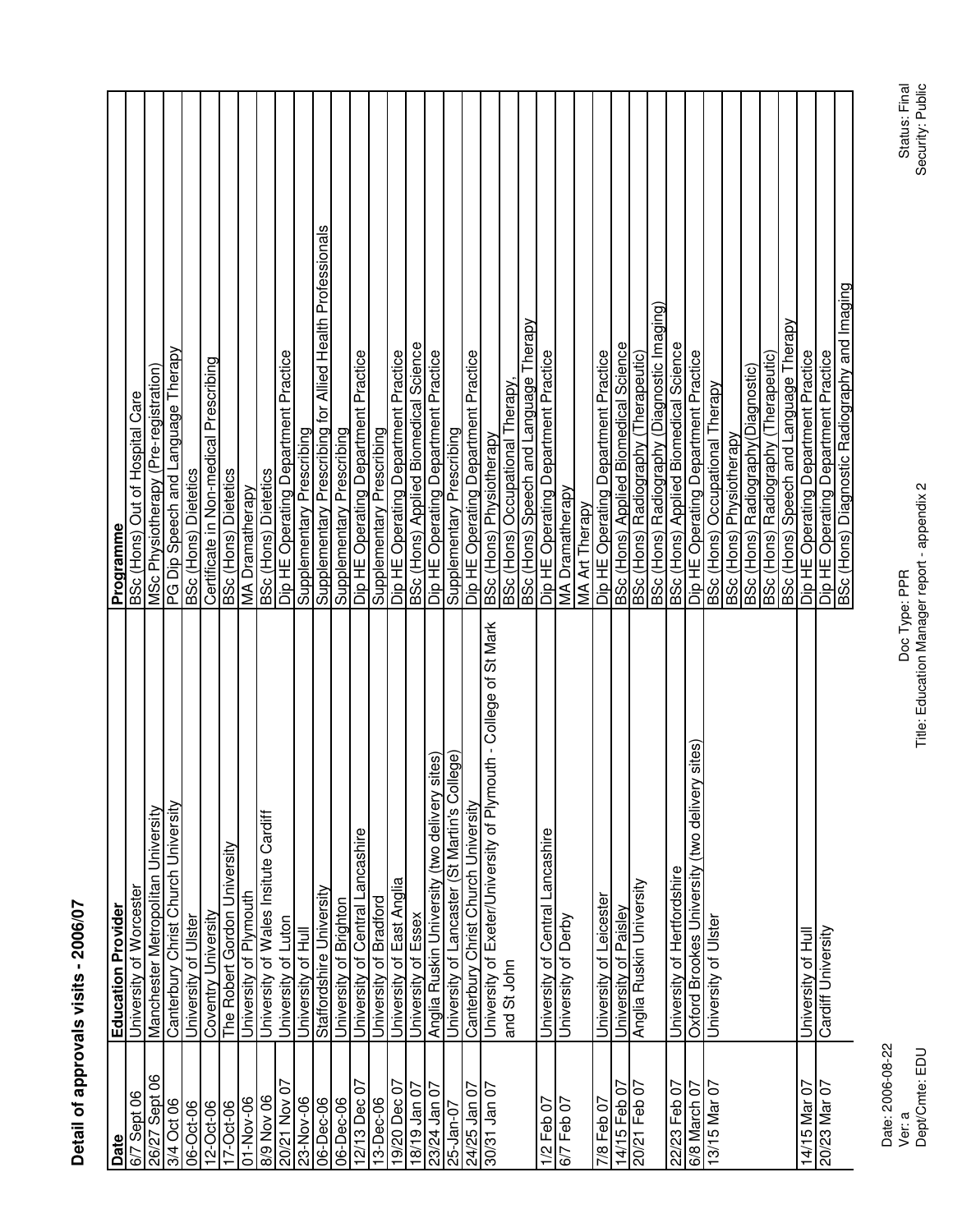## Detail of approvals visits - 2006/07

| Date | Education Provider | Programme |
|---|---|---|
| 6/7 Sept 06 | University of Worcester | BSc (Hons) Out of Hospital Care |
| 26/27 Sept 06 | Manchester Metropolitan University | MSc Physiotherapy (Pre-registration) |
| 3/4 Oct 06 | Canterbury Christ Church University | PG Dip Speech and Language Therapy |
| 06-Oct-06 | University of Ulster | BSc (Hons) Dietetics |
| 12-Oct-06 | Coventry University | Certificate in Non-medical Prescribing |
| 17-Oct-06 | The Robert Gordon University | BSc (Hons) Dietetics |
| 01-Nov-06 | University of Plymouth | MA Dramatherapy |
| 8/9 Nov 06 | University of Wales Insitute Cardiff | BSc (Hons) Dietetics |
| 20/21 Nov 07 | University of Luton | Dip HE Operating Department Practice |
| 23-Nov-06 | University of Hull | Supplementary Prescribing |
| 06-Dec-06 | Staffordshire University | Supplementary Prescribing for Allied Health Professionals |
| 06-Dec-06 | University of Brighton | Supplementary Prescribing |
| 12/13 Dec 07 | University of Central Lancashire | Dip HE Operating Department Practice |
| 13-Dec-06 | University of Bradford | Supplementary Prescribing |
| 19/20 Dec 07 | University of East Anglia | Dip HE Operating Department Practice |
| 18/19 Jan 07 | University of Essex | BSc (Hons) Applied Biomedical Science |
| 23/24 Jan 07 | Anglia Ruskin University (two delivery sites) | Dip HE Operating Department Practice |
| 25-Jan-07 | University of Lancaster (St Martin's College) | Supplementary Prescribing |
| 24/25 Jan 07 | Canterbury Christ Church University | Dip HE Operating Department Practice |
| 30/31 Jan 07 | University of Exeter/University of Plymouth - College of St Mark and St John | BSc (Hons) Physiotherapy |
| | | BSc (Hons) Occupational Therapy, |
| | | BSc (Hons) Speech and Language Therapy |
| 1/2 Feb 07 | University of Central Lancashire | Dip HE Operating Department Practice |
| 6/7 Feb 07 | University of Derby | MA Dramatherapy |
| | | MA Art Therapy |
| 7/8 Feb 07 | University of Leicester | Dip HE Operating Department Practice |
| 14/15 Feb 07 | University of Paisley | BSc (Hons) Applied Biomedical Science |
| 20/21 Feb 07 | Anglia Ruskin University | BSc (Hons) Radiography (Therapeutic) |
| | | BSc (Hons) Radiography (Diagnostic Imaging) |
| 22/23 Feb 07 | University of Hertfordshire | BSc (Hons) Applied Biomedical Science |
| 6/8 March 07 | Oxford Brookes University (two delivery sites) | Dip HE Operating Department Practice |
| 13/15 Mar 07 | University of Ulster | BSc (Hons) Occupational Therapy |
| | | BSc (Hons) Physiotherapy |
| | | BSc (Hons) Radiography(Diagnostic) |
| | | BSc (Hons) Radiography (Therapeutic) |
| | | BSc (Hons) Speech and Language Therapy |
| 14/15 Mar 07 | University of Hull | Dip HE Operating Department Practice |
| 20/23 Mar 07 | Cardiff University | Dip HE Operating Department Practice |
| | | BSc (Hons) Diagnostic Radiography and Imaging |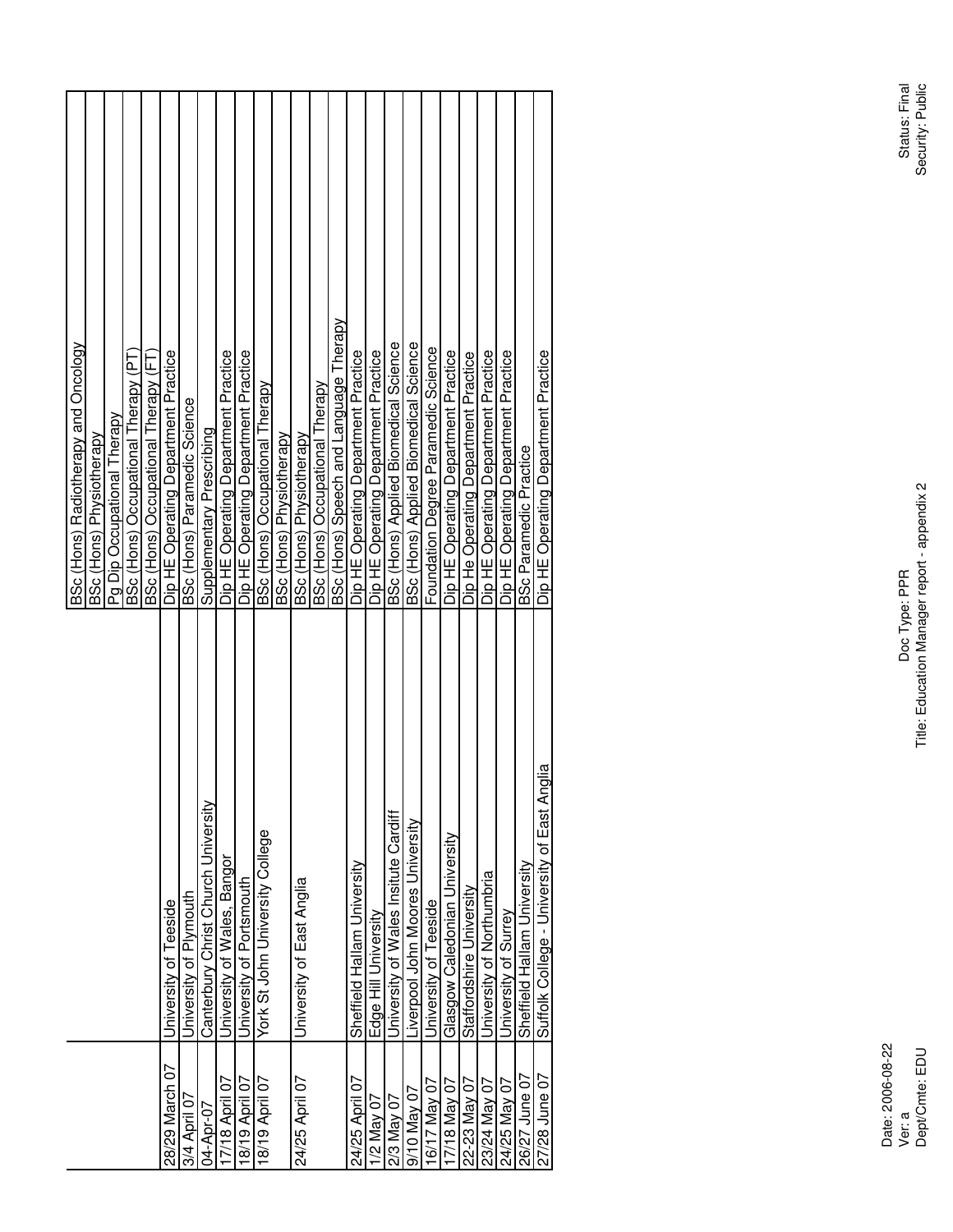| | | |
|---|---|---|
| | | BSc (Hons) Radiotherapy and Oncology |
| | | BSc (Hons) Physiotherapy |
| | | Pg Dip Occupational Therapy |
| | | BSc (Hons) Occupational Therapy (PT) |
| | | BSc (Hons) Occupational Therapy (FT) |
| 28/29 March 07 | University of Teeside | Dip HE Operating Department Practice |
| 3/4 April 07 | University of Plymouth | BSc (Hons) Paramedic Science |
| 04-Apr-07 | Canterbury Christ Church University | Supplementary Prescribing |
| 17/18 April 07 | University of Wales, Bangor | Dip HE Operating Department Practice |
| 18/19 April 07 | University of Portsmouth | Dip HE Operating Department Practice |
| 18/19 April 07 | York St John University College | BSc (Hons) Occupational Therapy |
| | | BSc (Hons) Physiotherapy |
| 24/25 April 07 | University of East Anglia | BSc (Hons) Physiotherapy |
| | | BSc (Hons) Occupational Therapy |
| | | BSc (Hons) Speech and Language Therapy |
| 24/25 April 07 | Sheffield Hallam University | Dip HE Operating Department Practice |
| 1/2 May 07 | Edge Hill University | Dip HE Operating Department Practice |
| 2/3 May 07 | University of Wales Insitute Cardiff | BSc (Hons) Applied Biomedical Science |
| 9/10 May 07 | Liverpool John Moores University | BSc (Hons) Applied Biomedical Science |
| 16/17 May 07 | University of Teeside | Foundation Degree Paramedic Science |
| 17/18 May 07 | Glasgow Caledonian University | Dip HE Operating Department Practice |
| 22-23 May 07 | Staffordshire University | Dip He Operating Department Practice |
| 23/24 May 07 | University of Northumbria | Dip HE Operating Department Practice |
| 24/25 May 07 | University of Surrey | Dip HE Operating Department Practice |
| 26/27 June 07 | Sheffield Hallam University | BSc Paramedic Practice |
| 27/28 June 07 | Suffolk College - University of East Anglia | Dip HE Operating Department Practice |